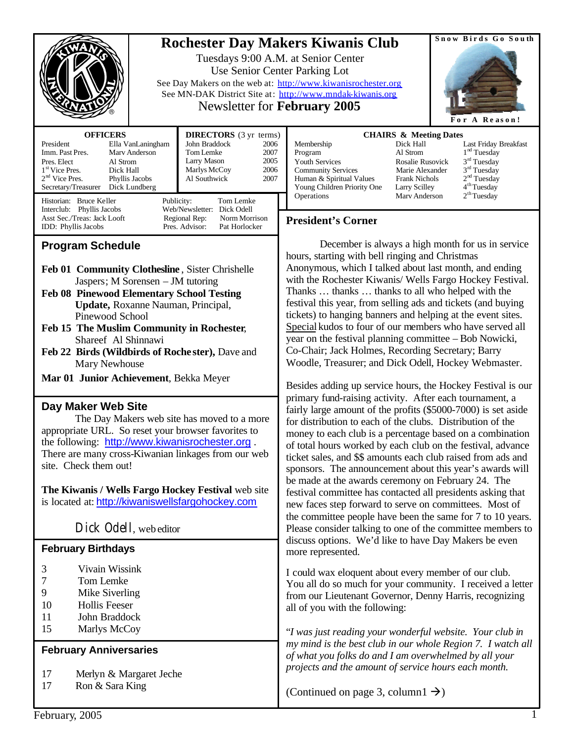# Rochester Day Makers Kiwanis Club

Tuesdays 9:00 A.M. at Senior Center
Use Senior Center Parking Lot
See Day Makers on the web at: http://www.kiwanisrochester.org
See MN-DAK District Site at: http://www.mndak-kiwanis.org
Newsletter for **February 2005**

Snow Birds Go South For A Reason!

**OFFICERS**

| | |
|---|---|
| President | Ella VanLaningham |
| Imm. Past Pres. | Marv Anderson |
| Pres. Elect | Al Strom |
| 1st Vice Pres. | Dick Hall |
| 2nd Vice Pres. | Phyllis Jacobs |
| Secretary/Treasurer | Dick Lundberg |

**DIRECTORS** (3 yr terms)

| | |
|---|---|
| John Braddock | 2006 |
| Tom Lemke | 2007 |
| Larry Mason | 2005 |
| Marlys McCoy | 2006 |
| Al Southwick | 2007 |

Historian: Bruce Keller
Interclub: Phyllis Jacobs
Asst Sec./Treas: Jack Looft
IDD: Phyllis Jacobs
Publicity: Tom Lemke
Web/Newsletter: Dick Odell
Regional Rep: Norm Morrison
Pres. Advisor: Pat Horlocker

**CHAIRS & Meeting Dates**

| | | |
|---|---|---|
| Membership | Dick Hall | Last Friday Breakfast |
| Program | Al Strom | 1st Tuesday |
| Youth Services | Rosalie Rusovick | 3rd Tuesday |
| Community Services | Marie Alexander | 3rd Tuesday |
| Human & Spiritual Values | Frank Nichols | 2nd Tuesday |
| Young Children Priority One | Larry Scilley | 4th Tuesday |
| Operations | Marv Anderson | 2th Tuesday |

## Program Schedule

**Feb 01 Community Clothesline**, Sister Chrishelle Jaspers; M Sorensen – JM tutoring

**Feb 08 Pinewood Elementary School Testing Update,** Roxanne Nauman, Principal, Pinewood School

**Feb 15 The Muslim Community in Rochester**, Shareef Al Shinnawi

**Feb 22 Birds (Wildbirds of Rochester),** Dave and Mary Newhouse

**Mar 01 Junior Achievement**, Bekka Meyer

## Day Maker Web Site

The Day Makers web site has moved to a more appropriate URL. So reset your browser favorites to the following: http://www.kiwanisrochester.org . There are many cross-Kiwanian linkages from our web site. Check them out!

**The Kiwanis / Wells Fargo Hockey Festival** web site is located at: http://kiwaniswellsfargohockey.com

Dick Odell, web editor

## February Birthdays

| | |
|---|---|
| 3 | Vivain Wissink |
| 7 | Tom Lemke |
| 9 | Mike Siverling |
| 10 | Hollis Feeser |
| 11 | John Braddock |
| 15 | Marlys McCoy |

## February Anniversaries

| | |
|---|---|
| 17 | Merlyn & Margaret Jeche |
| 17 | Ron & Sara King |

## President's Corner

December is always a high month for us in service hours, starting with bell ringing and Christmas Anonymous, which I talked about last month, and ending with the Rochester Kiwanis/ Wells Fargo Hockey Festival. Thanks … thanks … thanks to all who helped with the festival this year, from selling ads and tickets (and buying tickets) to hanging banners and helping at the event sites. Special kudos to four of our members who have served all year on the festival planning committee – Bob Nowicki, Co-Chair; Jack Holmes, Recording Secretary; Barry Woodle, Treasurer; and Dick Odell, Hockey Webmaster.

Besides adding up service hours, the Hockey Festival is our primary fund-raising activity. After each tournament, a fairly large amount of the profits ($5000-7000) is set aside for distribution to each of the clubs. Distribution of the money to each club is a percentage based on a combination of total hours worked by each club on the festival, advance ticket sales, and $$ amounts each club raised from ads and sponsors. The announcement about this year's awards will be made at the awards ceremony on February 24. The festival committee has contacted all presidents asking that new faces step forward to serve on committees. Most of the committee people have been the same for 7 to 10 years. Please consider talking to one of the committee members to discuss options. We'd like to have Day Makers be even more represented.

I could wax eloquent about every member of our club. You all do so much for your community. I received a letter from our Lieutenant Governor, Denny Harris, recognizing all of you with the following:

"*I was just reading your wonderful website. Your club in my mind is the best club in our whole Region 7. I watch all of what you folks do and I am overwhelmed by all your projects and the amount of service hours each month.*

(Continued on page 3, column1 →)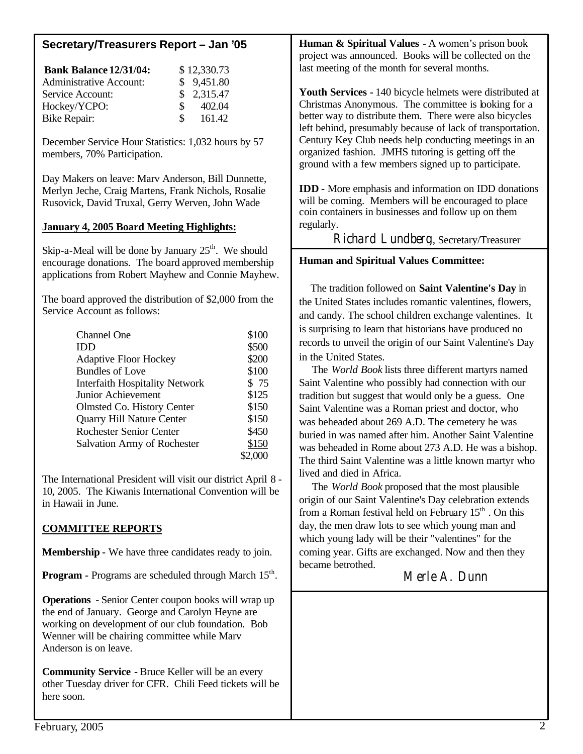## Secretary/Treasurers Report – Jan '05

| **Bank Balance 12/31/04:** | $ 12,330.73 |
|---|---|
| Administrative Account: | $ 9,451.80 |
| Service Account: | $ 2,315.47 |
| Hockey/YCPO: | $ 402.04 |
| Bike Repair: | $ 161.42 |

December Service Hour Statistics: 1,032 hours by 57 members, 70% Participation.

Day Makers on leave: Marv Anderson, Bill Dunnette, Merlyn Jeche, Craig Martens, Frank Nichols, Rosalie Rusovick, David Truxal, Gerry Werven, John Wade

**January 4, 2005 Board Meeting Highlights:**

Skip-a-Meal will be done by January 25th. We should encourage donations. The board approved membership applications from Robert Mayhew and Connie Mayhew.

The board approved the distribution of $2,000 from the Service Account as follows:

| | |
|---|---|
| Channel One | $100 |
| IDD | $500 |
| Adaptive Floor Hockey | $200 |
| Bundles of Love | $100 |
| Interfaith Hospitality Network | $ 75 |
| Junior Achievement | $125 |
| Olmsted Co. History Center | $150 |
| Quarry Hill Nature Center | $150 |
| Rochester Senior Center | $450 |
| Salvation Army of Rochester | $150 |
| | $2,000 |

The International President will visit our district April 8 - 10, 2005. The Kiwanis International Convention will be in Hawaii in June.

**COMMITTEE REPORTS**

**Membership** - We have three candidates ready to join.

**Program** - Programs are scheduled through March 15th.

**Operations** - Senior Center coupon books will wrap up the end of January. George and Carolyn Heyne are working on development of our club foundation. Bob Wenner will be chairing committee while Marv Anderson is on leave.

**Community Service** - Bruce Keller will be an every other Tuesday driver for CFR. Chili Feed tickets will be here soon.

**Human & Spiritual Values** - A women's prison book project was announced. Books will be collected on the last meeting of the month for several months.

**Youth Services** - 140 bicycle helmets were distributed at Christmas Anonymous. The committee is looking for a better way to distribute them. There were also bicycles left behind, presumably because of lack of transportation. Century Key Club needs help conducting meetings in an organized fashion. JMHS tutoring is getting off the ground with a few members signed up to participate.

**IDD** - More emphasis and information on IDD donations will be coming. Members will be encouraged to place coin containers in businesses and follow up on them regularly.

Richard Lundberg, Secretary/Treasurer

## Human and Spiritual Values Committee:

The tradition followed on **Saint Valentine's Day** in the United States includes romantic valentines, flowers, and candy. The school children exchange valentines. It is surprising to learn that historians have produced no records to unveil the origin of our Saint Valentine's Day in the United States.

The *World Book* lists three different martyrs named Saint Valentine who possibly had connection with our tradition but suggest that would only be a guess. One Saint Valentine was a Roman priest and doctor, who was beheaded about 269 A.D. The cemetery he was buried in was named after him. Another Saint Valentine was beheaded in Rome about 273 A.D. He was a bishop. The third Saint Valentine was a little known martyr who lived and died in Africa.

The *World Book* proposed that the most plausible origin of our Saint Valentine's Day celebration extends from a Roman festival held on February 15th . On this day, the men draw lots to see which young man and which young lady will be their "valentines" for the coming year. Gifts are exchanged. Now and then they became betrothed.

Merle A. Dunn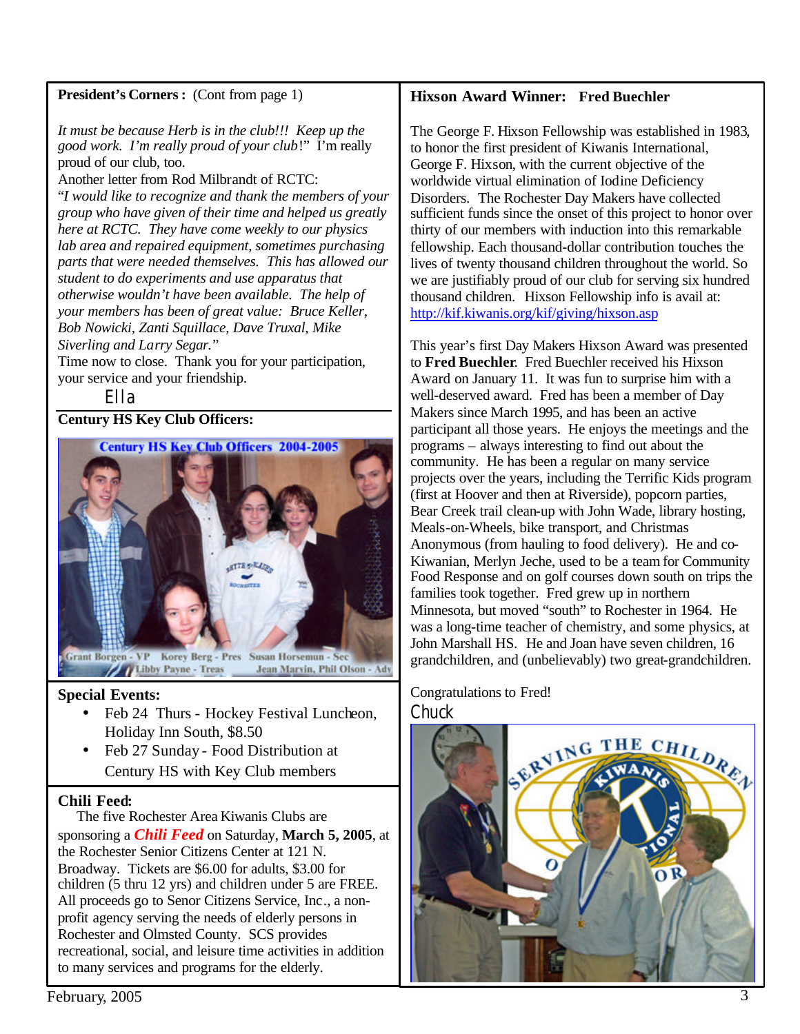**President's Corners :** (Cont from page 1)

*It must be because Herb is in the club!!! Keep up the good work. I'm really proud of your club!*" I'm really proud of our club, too.

Another letter from Rod Milbrandt of RCTC:

"*I would like to recognize and thank the members of your group who have given of their time and helped us greatly here at RCTC. They have come weekly to our physics lab area and repaired equipment, sometimes purchasing parts that were needed themselves. This has allowed our student to do experiments and use apparatus that otherwise wouldn't have been available. The help of your members has been of great value: Bruce Keller, Bob Nowicki, Zanti Squillace, Dave Truxal, Mike Siverling and Larry Segar.*"

Time now to close. Thank you for your participation, your service and your friendship.

Ella

**Century HS Key Club Officers:**

Century HS Key Club Officers 2004-2005

Grant Borgen - VP Korey Berg - Pres Susan Horsemun - Sec Libby Payne - Treas Jean Marvin, Phil Olson - Adv

**Special Events:**

- Feb 24 Thurs - Hockey Festival Luncheon, Holiday Inn South, $8.50
- Feb 27 Sunday - Food Distribution at Century HS with Key Club members

**Chili Feed:**

The five Rochester Area Kiwanis Clubs are sponsoring a ***Chili Feed*** on Saturday, **March 5, 2005**, at the Rochester Senior Citizens Center at 121 N. Broadway. Tickets are $6.00 for adults, $3.00 for children (5 thru 12 yrs) and children under 5 are FREE. All proceeds go to Senor Citizens Service, Inc., a non-profit agency serving the needs of elderly persons in Rochester and Olmsted County. SCS provides recreational, social, and leisure time activities in addition to many services and programs for the elderly.

**Hixson Award Winner: Fred Buechler**

The George F. Hixson Fellowship was established in 1983, to honor the first president of Kiwanis International, George F. Hixson, with the current objective of the worldwide virtual elimination of Iodine Deficiency Disorders. The Rochester Day Makers have collected sufficient funds since the onset of this project to honor over thirty of our members with induction into this remarkable fellowship. Each thousand-dollar contribution touches the lives of twenty thousand children throughout the world. So we are justifiably proud of our club for serving six hundred thousand children. Hixson Fellowship info is avail at: http://kif.kiwanis.org/kif/giving/hixson.asp

This year's first Day Makers Hixson Award was presented to **Fred Buechler**. Fred Buechler received his Hixson Award on January 11. It was fun to surprise him with a well-deserved award. Fred has been a member of Day Makers since March 1995, and has been an active participant all those years. He enjoys the meetings and the programs – always interesting to find out about the community. He has been a regular on many service projects over the years, including the Terrific Kids program (first at Hoover and then at Riverside), popcorn parties, Bear Creek trail clean-up with John Wade, library hosting, Meals-on-Wheels, bike transport, and Christmas Anonymous (from hauling to food delivery). He and co-Kiwanian, Merlyn Jeche, used to be a team for Community Food Response and on golf courses down south on trips the families took together. Fred grew up in northern Minnesota, but moved "south" to Rochester in 1964. He was a long-time teacher of chemistry, and some physics, at John Marshall HS. He and Joan have seven children, 16 grandchildren, and (unbelievably) two great-grandchildren.

Congratulations to Fred!

Chuck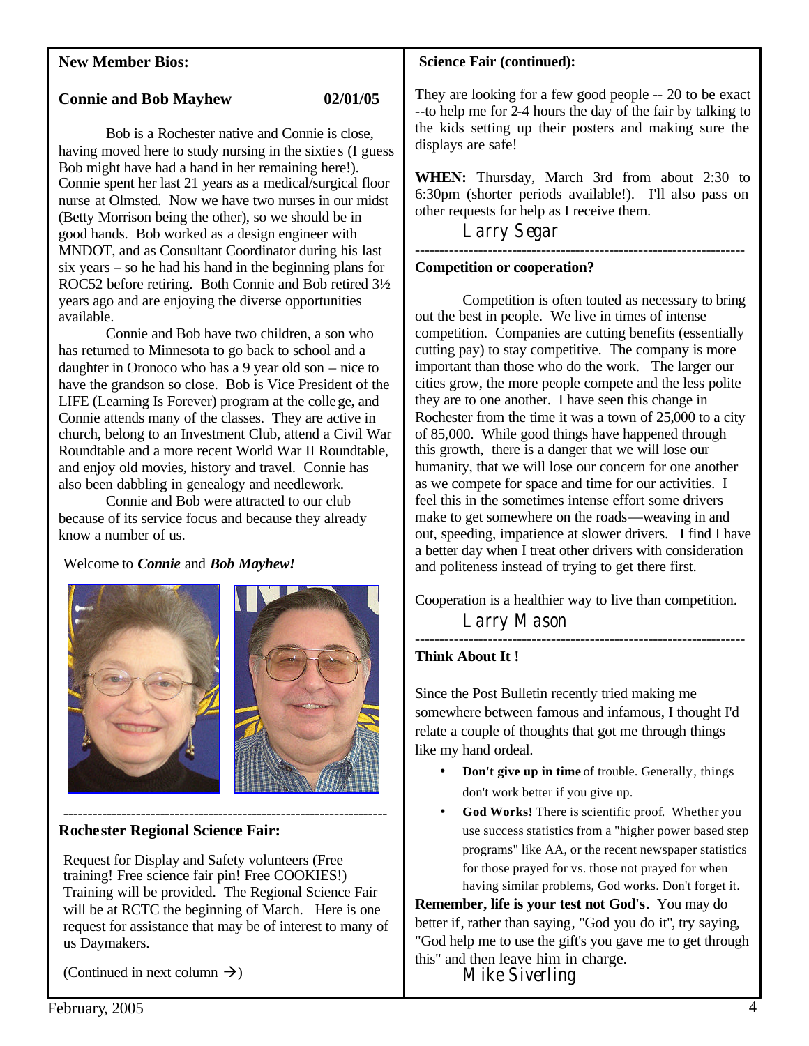**New Member Bios:**

**Connie and Bob Mayhew** **02/01/05**

Bob is a Rochester native and Connie is close, having moved here to study nursing in the sixties (I guess Bob might have had a hand in her remaining here!). Connie spent her last 21 years as a medical/surgical floor nurse at Olmsted. Now we have two nurses in our midst (Betty Morrison being the other), so we should be in good hands. Bob worked as a design engineer with MNDOT, and as Consultant Coordinator during his last six years – so he had his hand in the beginning plans for ROC52 before retiring. Both Connie and Bob retired 3½ years ago and are enjoying the diverse opportunities available.

Connie and Bob have two children, a son who has returned to Minnesota to go back to school and a daughter in Oronoco who has a 9 year old son – nice to have the grandson so close. Bob is Vice President of the LIFE (Learning Is Forever) program at the college, and Connie attends many of the classes. They are active in church, belong to an Investment Club, attend a Civil War Roundtable and a more recent World War II Roundtable, and enjoy old movies, history and travel. Connie has also been dabbling in genealogy and needlework.

Connie and Bob were attracted to our club because of its service focus and because they already know a number of us.

Welcome to ***Connie*** and ***Bob Mayhew!***

---

**Rochester Regional Science Fair:**

Request for Display and Safety volunteers (Free training! Free science fair pin! Free COOKIES!) Training will be provided. The Regional Science Fair will be at RCTC the beginning of March. Here is one request for assistance that may be of interest to many of us Daymakers.

(Continued in next column →)

**Science Fair (continued):**

They are looking for a few good people -- 20 to be exact --to help me for 2-4 hours the day of the fair by talking to the kids setting up their posters and making sure the displays are safe!

**WHEN:** Thursday, March 3rd from about 2:30 to 6:30pm (shorter periods available!). I'll also pass on other requests for help as I receive them.

Larry Segar

---

**Competition or cooperation?**

Competition is often touted as necessary to bring out the best in people. We live in times of intense competition. Companies are cutting benefits (essentially cutting pay) to stay competitive. The company is more important than those who do the work. The larger our cities grow, the more people compete and the less polite they are to one another. I have seen this change in Rochester from the time it was a town of 25,000 to a city of 85,000. While good things have happened through this growth, there is a danger that we will lose our humanity, that we will lose our concern for one another as we compete for space and time for our activities. I feel this in the sometimes intense effort some drivers make to get somewhere on the roads—weaving in and out, speeding, impatience at slower drivers. I find I have a better day when I treat other drivers with consideration and politeness instead of trying to get there first.

Cooperation is a healthier way to live than competition.

Larry Mason

---

**Think About It !**

Since the Post Bulletin recently tried making me somewhere between famous and infamous, I thought I'd relate a couple of thoughts that got me through things like my hand ordeal.

- **Don't give up in time** of trouble. Generally, things don't work better if you give up.
- **God Works!** There is scientific proof. Whether you use success statistics from a "higher power based step programs" like AA, or the recent newspaper statistics for those prayed for vs. those not prayed for when having similar problems, God works. Don't forget it.

**Remember, life is your test not God's.** You may do better if, rather than saying, "God you do it", try saying, "God help me to use the gift's you gave me to get through this" and then leave him in charge.

Mike Siverling